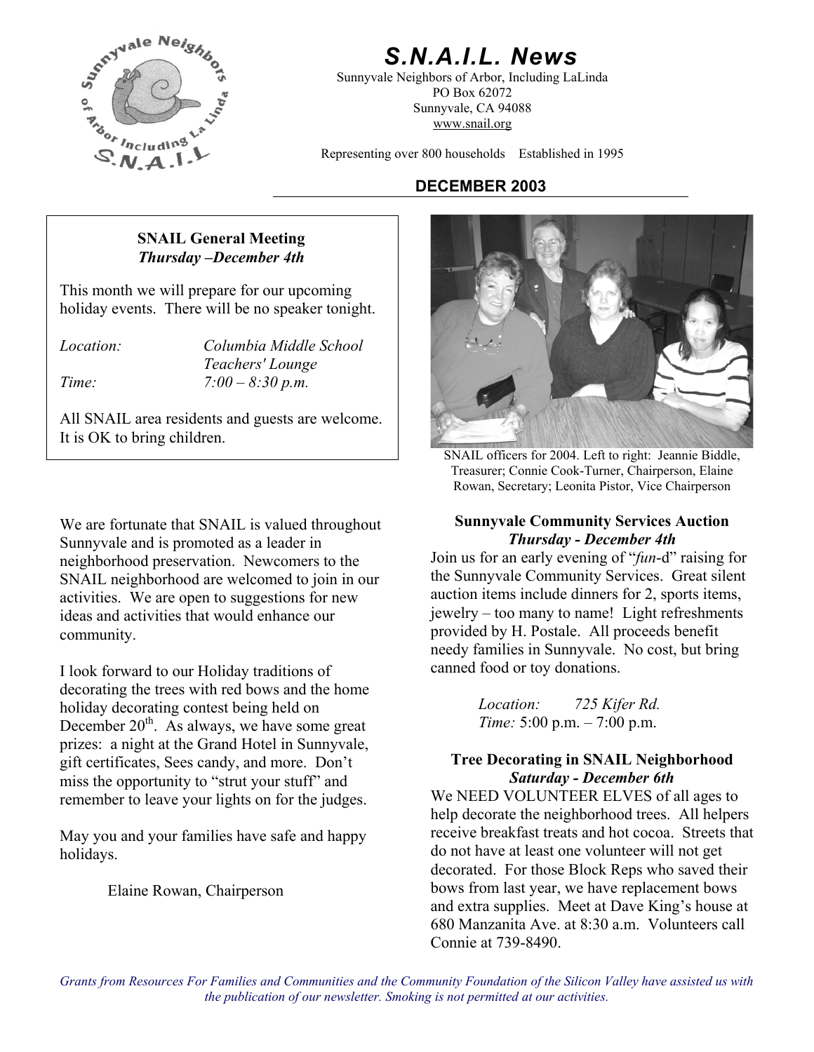# S.N.A.I.L. News

Sunnyvale Neighbors of Arbor, Including LaLinda
PO Box 62072
Sunnyvale, CA 94088
www.snail.org

Representing over 800 households    Established in 1995

**DECEMBER 2003**

**SNAIL General Meeting**
***Thursday –December 4th***

This month we will prepare for our upcoming holiday events. There will be no speaker tonight.

*Location:* *Columbia Middle School Teachers' Lounge*
*Time:* *7:00 – 8:30 p.m.*

All SNAIL area residents and guests are welcome. It is OK to bring children.

SNAIL officers for 2004. Left to right: Jeannie Biddle, Treasurer; Connie Cook-Turner, Chairperson, Elaine Rowan, Secretary; Leonita Pistor, Vice Chairperson

We are fortunate that SNAIL is valued throughout Sunnyvale and is promoted as a leader in neighborhood preservation. Newcomers to the SNAIL neighborhood are welcomed to join in our activities. We are open to suggestions for new ideas and activities that would enhance our community.

I look forward to our Holiday traditions of decorating the trees with red bows and the home holiday decorating contest being held on December 20th. As always, we have some great prizes: a night at the Grand Hotel in Sunnyvale, gift certificates, Sees candy, and more. Don't miss the opportunity to "strut your stuff" and remember to leave your lights on for the judges.

May you and your families have safe and happy holidays.

Elaine Rowan, Chairperson

**Sunnyvale Community Services Auction**
***Thursday - December 4th***

Join us for an early evening of "*fun*-d" raising for the Sunnyvale Community Services. Great silent auction items include dinners for 2, sports items, jewelry – too many to name! Light refreshments provided by H. Postale. All proceeds benefit needy families in Sunnyvale. No cost, but bring canned food or toy donations.

*Location:* *725 Kifer Rd.*
*Time:* 5:00 p.m. – 7:00 p.m.

**Tree Decorating in SNAIL Neighborhood**
***Saturday - December 6th***

We NEED VOLUNTEER ELVES of all ages to help decorate the neighborhood trees. All helpers receive breakfast treats and hot cocoa. Streets that do not have at least one volunteer will not get decorated. For those Block Reps who saved their bows from last year, we have replacement bows and extra supplies. Meet at Dave King's house at 680 Manzanita Ave. at 8:30 a.m. Volunteers call Connie at 739-8490.

*Grants from Resources For Families and Communities and the Community Foundation of the Silicon Valley have assisted us with the publication of our newsletter. Smoking is not permitted at our activities.*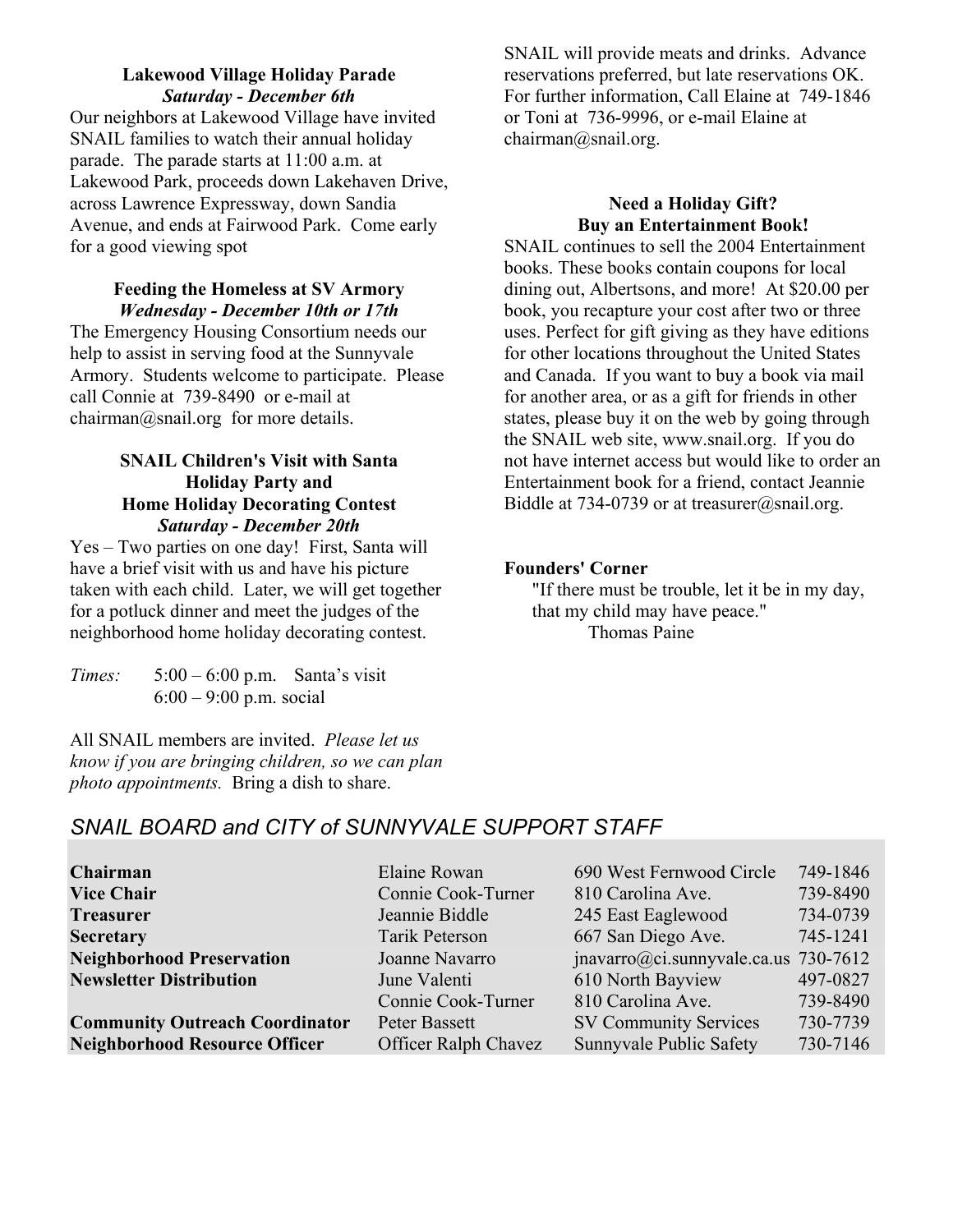**Lakewood Village Holiday Parade**
***Saturday - December 6th***

Our neighbors at Lakewood Village have invited SNAIL families to watch their annual holiday parade. The parade starts at 11:00 a.m. at Lakewood Park, proceeds down Lakehaven Drive, across Lawrence Expressway, down Sandia Avenue, and ends at Fairwood Park. Come early for a good viewing spot

**Feeding the Homeless at SV Armory**
***Wednesday - December 10th or 17th***

The Emergency Housing Consortium needs our help to assist in serving food at the Sunnyvale Armory. Students welcome to participate. Please call Connie at 739-8490 or e-mail at chairman@snail.org for more details.

**SNAIL Children's Visit with Santa**
**Holiday Party and**
**Home Holiday Decorating Contest**
***Saturday - December 20th***

Yes – Two parties on one day! First, Santa will have a brief visit with us and have his picture taken with each child. Later, we will get together for a potluck dinner and meet the judges of the neighborhood home holiday decorating contest.

*Times:* 5:00 – 6:00 p.m. Santa's visit
6:00 – 9:00 p.m. social

All SNAIL members are invited. *Please let us know if you are bringing children, so we can plan photo appointments.* Bring a dish to share.

SNAIL will provide meats and drinks. Advance reservations preferred, but late reservations OK. For further information, Call Elaine at 749-1846 or Toni at 736-9996, or e-mail Elaine at chairman@snail.org.

**Need a Holiday Gift?**
**Buy an Entertainment Book!**

SNAIL continues to sell the 2004 Entertainment books. These books contain coupons for local dining out, Albertsons, and more! At $20.00 per book, you recapture your cost after two or three uses. Perfect for gift giving as they have editions for other locations throughout the United States and Canada. If you want to buy a book via mail for another area, or as a gift for friends in other states, please buy it on the web by going through the SNAIL web site, www.snail.org. If you do not have internet access but would like to order an Entertainment book for a friend, contact Jeannie Biddle at 734-0739 or at treasurer@snail.org.

**Founders' Corner**

"If there must be trouble, let it be in my day, that my child may have peace."
Thomas Paine

## *SNAIL BOARD and CITY of SUNNYVALE SUPPORT STAFF*

| | | | |
|---|---|---|---|
| **Chairman** | Elaine Rowan | 690 West Fernwood Circle | 749-1846 |
| **Vice Chair** | Connie Cook-Turner | 810 Carolina Ave. | 739-8490 |
| **Treasurer** | Jeannie Biddle | 245 East Eaglewood | 734-0739 |
| **Secretary** | Tarik Peterson | 667 San Diego Ave. | 745-1241 |
| **Neighborhood Preservation** | Joanne Navarro | jnavarro@ci.sunnyvale.ca.us | 730-7612 |
| **Newsletter Distribution** | June Valenti | 610 North Bayview | 497-0827 |
| | Connie Cook-Turner | 810 Carolina Ave. | 739-8490 |
| **Community Outreach Coordinator** | Peter Bassett | SV Community Services | 730-7739 |
| **Neighborhood Resource Officer** | Officer Ralph Chavez | Sunnyvale Public Safety | 730-7146 |